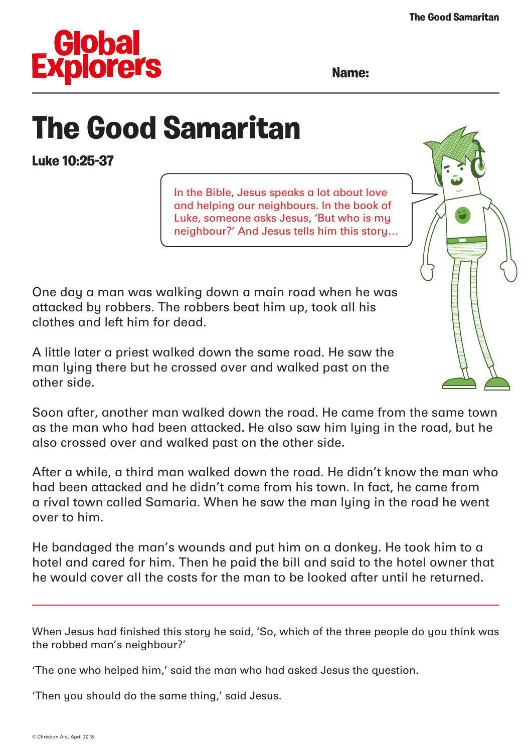Global Explorers

**Name:**

# The Good Samaritan

**Luke 10:25-37**

In the Bible, Jesus speaks a lot about love and helping our neighbours. In the book of Luke, someone asks Jesus, 'But who is my neighbour?' And Jesus tells him this story...

One day a man was walking down a main road when he was attacked by robbers. The robbers beat him up, took all his clothes and left him for dead.

A little later a priest walked down the same road. He saw the man lying there but he crossed over and walked past on the other side.

Soon after, another man walked down the road. He came from the same town as the man who had been attacked. He also saw him lying in the road, but he also crossed over and walked past on the other side.

After a while, a third man walked down the road. He didn't know the man who had been attacked and he didn't come from his town. In fact, he came from a rival town called Samaria. When he saw the man lying in the road he went over to him.

He bandaged the man's wounds and put him on a donkey. He took him to a hotel and cared for him. Then he paid the bill and said to the hotel owner that he would cover all the costs for the man to be looked after until he returned.

---

When Jesus had finished this story he said, 'So, which of the three people do you think was the robbed man's neighbour?'

'The one who helped him,' said the man who had asked Jesus the question.

'Then you should do the same thing,' said Jesus.

© Christian Aid, April 2018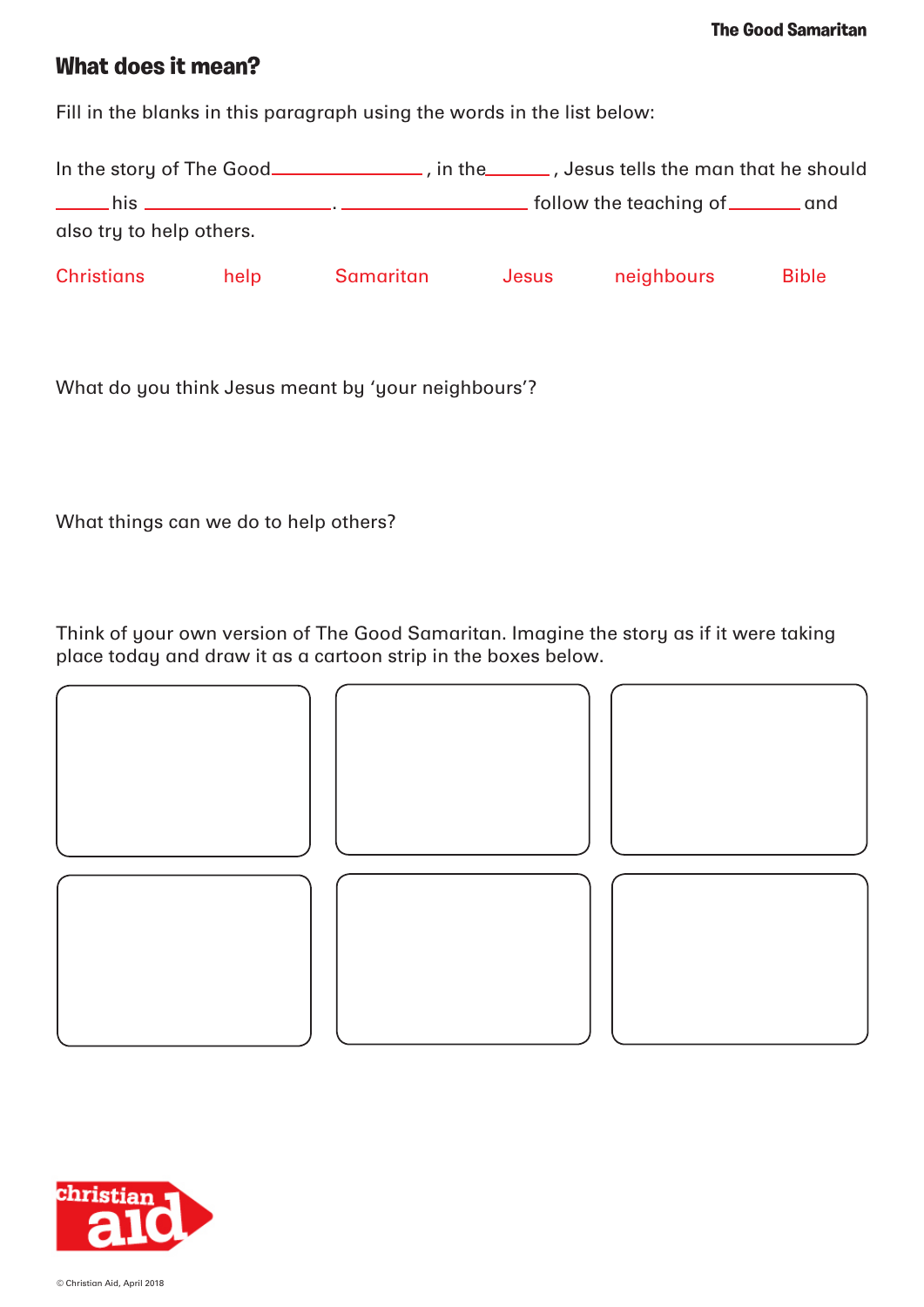## What does it mean?

Fill in the blanks in this paragraph using the words in the list below:

In the story of The Good\_\_\_\_\_\_\_\_\_\_\_\_\_\_\_\_ , in the\_\_\_\_\_\_\_ , Jesus tells the man that he should \_\_\_\_\_\_ his \_\_\_\_\_\_\_\_\_\_\_\_\_\_\_\_\_\_\_\_ . \_\_\_\_\_\_\_\_\_\_\_\_\_\_\_\_\_\_\_\_ follow the teaching of\_\_\_\_\_\_\_\_ and also try to help others.

Christians  help  Samaritan  Jesus  neighbours  Bible

What do you think Jesus meant by 'your neighbours'?

What things can we do to help others?

Think of your own version of The Good Samaritan. Imagine the story as if it were taking place today and draw it as a cartoon strip in the boxes below.

christian aid

© Christian Aid, April 2018